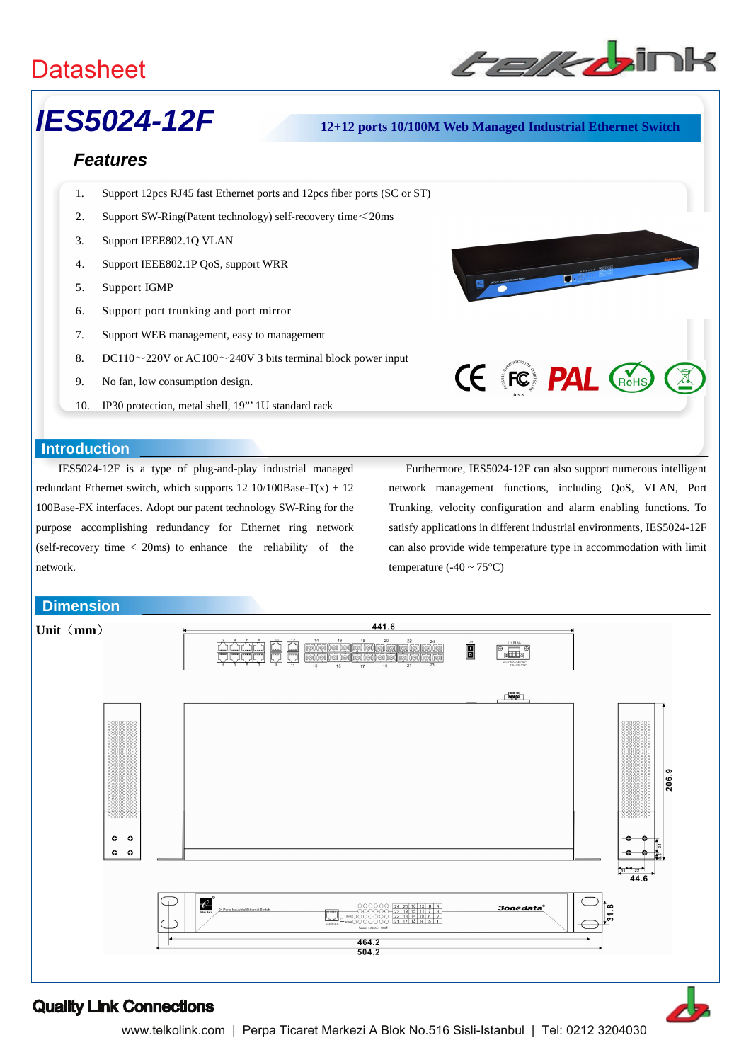# Datasheet

# IES5024-12F

**12+12 ports 10/100M Web Managed Industrial Ethernet Switch**

## Features

1. Support 12pcs RJ45 fast Ethernet ports and 12pcs fiber ports (SC or ST)
2. Support SW-Ring(Patent technology) self-recovery time<20ms
3. Support IEEE802.1Q VLAN
4. Support IEEE802.1P QoS, support WRR
5. Support IGMP
6. Support port trunking and port mirror
7. Support WEB management, easy to management
8. DC110～220V or AC100～240V 3 bits terminal block power input
9. No fan, low consumption design.
10. IP30 protection, metal shell, 19"' 1U standard rack

## Introduction

IES5024-12F is a type of plug-and-play industrial managed redundant Ethernet switch, which supports 12 10/100Base-T(x) + 12 100Base-FX interfaces. Adopt our patent technology SW-Ring for the purpose accomplishing redundancy for Ethernet ring network (self-recovery time < 20ms) to enhance the reliability of the network.

Furthermore, IES5024-12F can also support numerous intelligent network management functions, including QoS, VLAN, Port Trunking, velocity configuration and alarm enabling functions. To satisfy applications in different industrial environments, IES5024-12F can also provide wide temperature type in accommodation with limit temperature (-40 ~ 75°C)

## Dimension

**Unit（mm）**

441.6

206.9

44.6

31.8

464.2

504.2

**Quality Link Connections**

www.telkolink.com | Perpa Ticaret Merkezi A Blok No.516 Sisli-Istanbul | Tel: 0212 3204030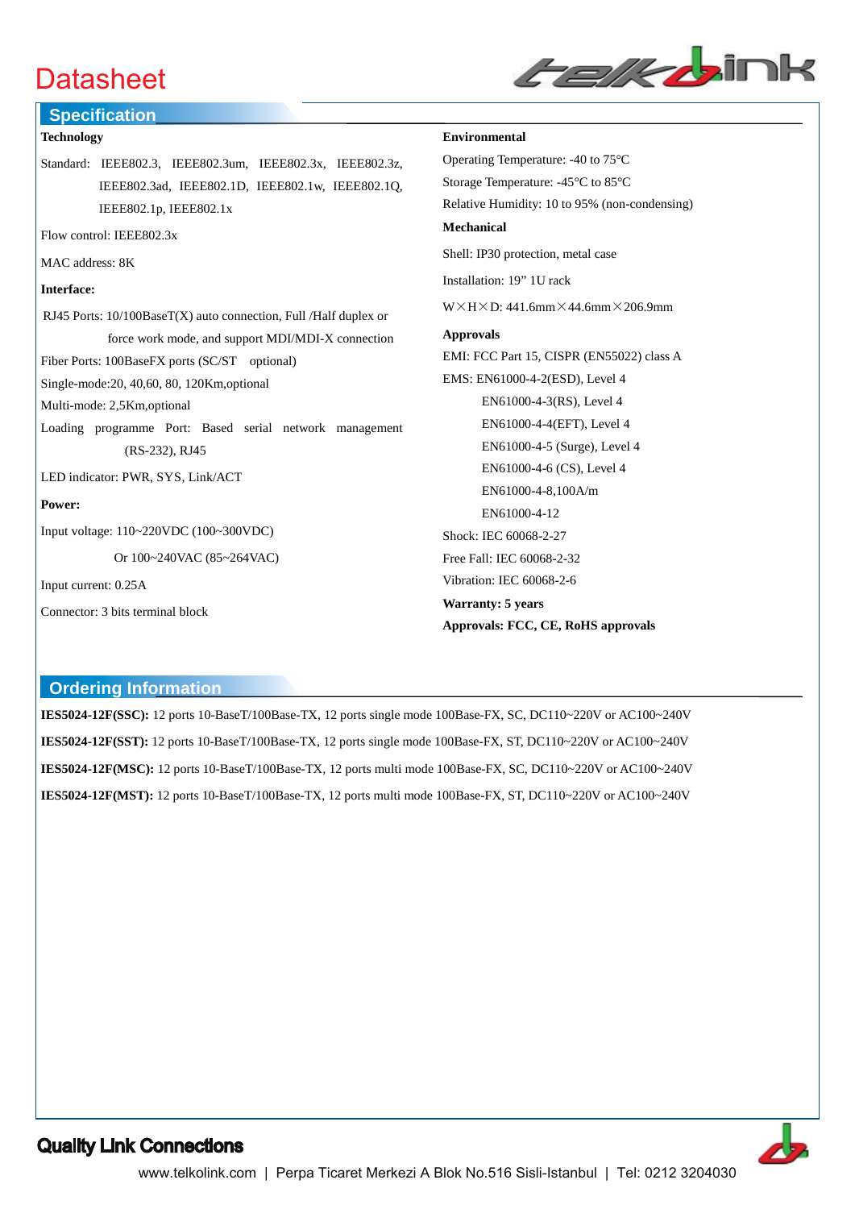# Datasheet

## Specification

**Technology**

Standard: IEEE802.3, IEEE802.3um, IEEE802.3x, IEEE802.3z, IEEE802.3ad, IEEE802.1D, IEEE802.1w, IEEE802.1Q, IEEE802.1p, IEEE802.1x

Flow control: IEEE802.3x

MAC address: 8K

**Interface:**

RJ45 Ports: 10/100BaseT(X) auto connection, Full /Half duplex or force work mode, and support MDI/MDI-X connection

Fiber Ports: 100BaseFX ports (SC/ST optional)

Single-mode:20, 40,60, 80, 120Km,optional

Multi-mode: 2,5Km,optional

Loading programme Port: Based serial network management (RS-232), RJ45

LED indicator: PWR, SYS, Link/ACT

**Power:**

Input voltage: 110~220VDC (100~300VDC)

Or 100~240VAC (85~264VAC)

Input current: 0.25A

Connector: 3 bits terminal block

**Environmental**

Operating Temperature: -40 to 75°C

Storage Temperature: -45°C to 85°C

Relative Humidity: 10 to 95% (non-condensing)

**Mechanical**

Shell: IP30 protection, metal case

Installation: 19” 1U rack

W×H×D: 441.6mm×44.6mm×206.9mm

**Approvals**

EMI: FCC Part 15, CISPR (EN55022) class A

EMS: EN61000-4-2(ESD), Level 4

EN61000-4-3(RS), Level 4

EN61000-4-4(EFT), Level 4

EN61000-4-5 (Surge), Level 4

EN61000-4-6 (CS), Level 4

EN61000-4-8,100A/m

EN61000-4-12

Shock: IEC 60068-2-27

Free Fall: IEC 60068-2-32

Vibration: IEC 60068-2-6

**Warranty: 5 years**

**Approvals: FCC, CE, RoHS approvals**

## Ordering Information

**IES5024-12F(SSC):** 12 ports 10-BaseT/100Base-TX, 12 ports single mode 100Base-FX, SC, DC110~220V or AC100~240V

**IES5024-12F(SST):** 12 ports 10-BaseT/100Base-TX, 12 ports single mode 100Base-FX, ST, DC110~220V or AC100~240V

**IES5024-12F(MSC):** 12 ports 10-BaseT/100Base-TX, 12 ports multi mode 100Base-FX, SC, DC110~220V or AC100~240V

**IES5024-12F(MST):** 12 ports 10-BaseT/100Base-TX, 12 ports multi mode 100Base-FX, ST, DC110~220V or AC100~240V

**Quality Link Connections**

www.telkolink.com | Perpa Ticaret Merkezi A Blok No.516 Sisli-Istanbul | Tel: 0212 3204030